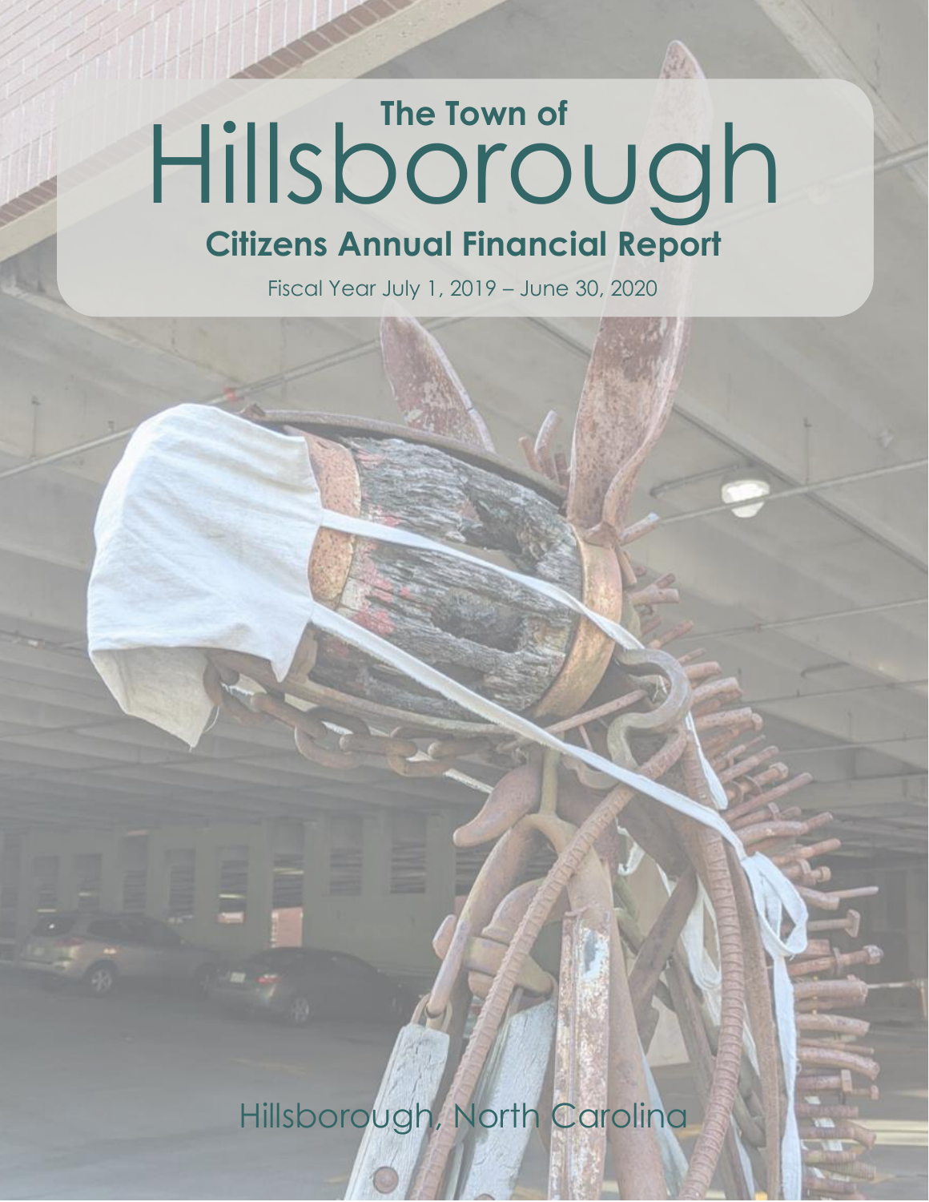# The Town of Hillsborough

## Citizens Annual Financial Report

Fiscal Year July 1, 2019 – June 30, 2020

Hillsborough, North Carolina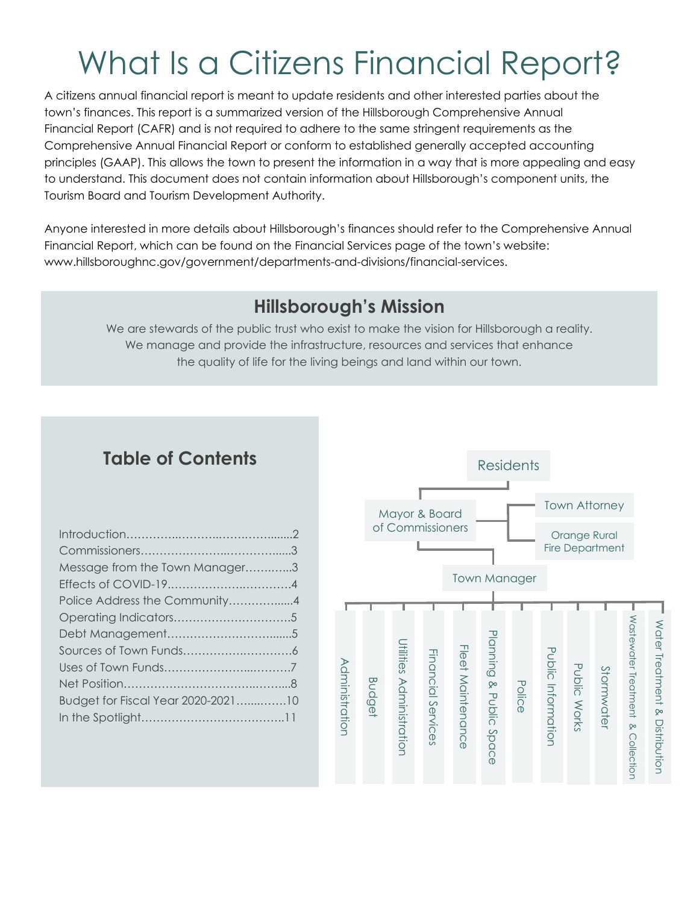# What Is a Citizens Financial Report?

A citizens annual financial report is meant to update residents and other interested parties about the town's finances. This report is a summarized version of the Hillsborough Comprehensive Annual Financial Report (CAFR) and is not required to adhere to the same stringent requirements as the Comprehensive Annual Financial Report or conform to established generally accepted accounting principles (GAAP). This allows the town to present the information in a way that is more appealing and easy to understand. This document does not contain information about Hillsborough's component units, the Tourism Board and Tourism Development Authority.

Anyone interested in more details about Hillsborough's finances should refer to the Comprehensive Annual Financial Report, which can be found on the Financial Services page of the town's website: www.hillsboroughnc.gov/government/departments-and-divisions/financial-services.

## Hillsborough's Mission

We are stewards of the public trust who exist to make the vision for Hillsborough a reality. We manage and provide the infrastructure, resources and services that enhance the quality of life for the living beings and land within our town.

## Table of Contents

| Section | Page |
|---|---|
| Introduction | 2 |
| Commissioners | 3 |
| Message from the Town Manager | 3 |
| Effects of COVID-19 | 4 |
| Police Address the Community | 4 |
| Operating Indicators | 5 |
| Debt Management | 5 |
| Sources of Town Funds | 6 |
| Uses of Town Funds | 7 |
| Net Position | 8 |
| Budget for Fiscal Year 2020-2021 | 10 |
| In the Spotlight | 11 |

- Residents
  - Mayor & Board of Commissioners
    - Town Attorney
    - Orange Rural Fire Department
    - Town Manager
      - Administration
      - Budget
      - Utilities Administration
      - Financial Services
      - Fleet Maintenance
      - Planning & Public Space
      - Police
      - Public Information
      - Public Works
      - Stormwater
      - Wastewater Treatment & Collection
      - Water Treatment & Distribution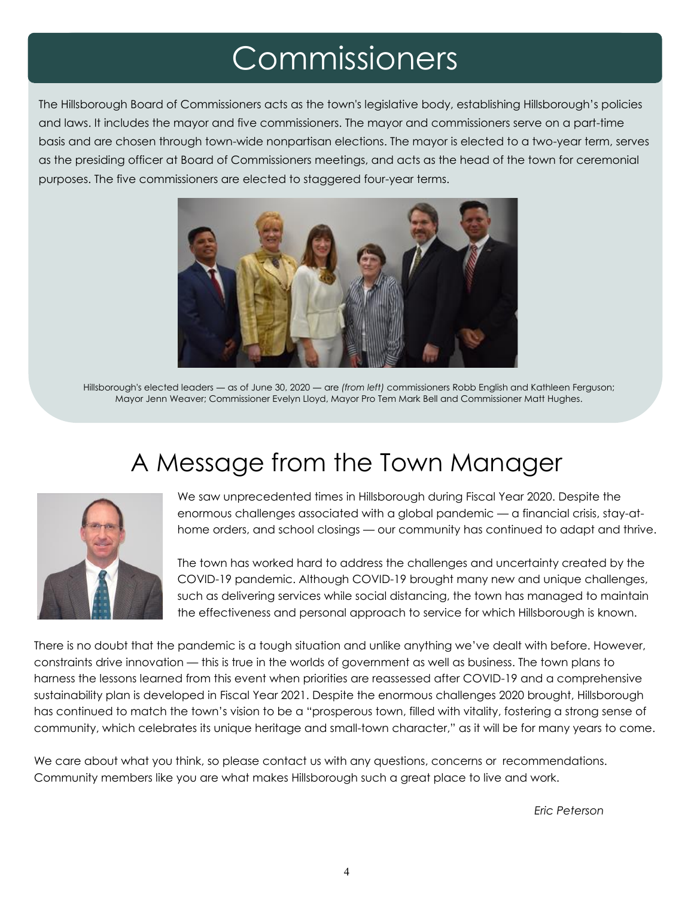# Commissioners

The Hillsborough Board of Commissioners acts as the town's legislative body, establishing Hillsborough's policies and laws. It includes the mayor and five commissioners. The mayor and commissioners serve on a part-time basis and are chosen through town-wide nonpartisan elections. The mayor is elected to a two-year term, serves as the presiding officer at Board of Commissioners meetings, and acts as the head of the town for ceremonial purposes. The five commissioners are elected to staggered four-year terms.

Hillsborough's elected leaders — as of June 30, 2020 — are *(from left)* commissioners Robb English and Kathleen Ferguson; Mayor Jenn Weaver; Commissioner Evelyn Lloyd, Mayor Pro Tem Mark Bell and Commissioner Matt Hughes.

# A Message from the Town Manager

We saw unprecedented times in Hillsborough during Fiscal Year 2020. Despite the enormous challenges associated with a global pandemic — a financial crisis, stay-at-home orders, and school closings — our community has continued to adapt and thrive.

The town has worked hard to address the challenges and uncertainty created by the COVID-19 pandemic. Although COVID-19 brought many new and unique challenges, such as delivering services while social distancing, the town has managed to maintain the effectiveness and personal approach to service for which Hillsborough is known.

There is no doubt that the pandemic is a tough situation and unlike anything we've dealt with before. However, constraints drive innovation — this is true in the worlds of government as well as business. The town plans to harness the lessons learned from this event when priorities are reassessed after COVID-19 and a comprehensive sustainability plan is developed in Fiscal Year 2021. Despite the enormous challenges 2020 brought, Hillsborough has continued to match the town's vision to be a "prosperous town, filled with vitality, fostering a strong sense of community, which celebrates its unique heritage and small-town character," as it will be for many years to come.

We care about what you think, so please contact us with any questions, concerns or recommendations. Community members like you are what makes Hillsborough such a great place to live and work.

*Eric Peterson*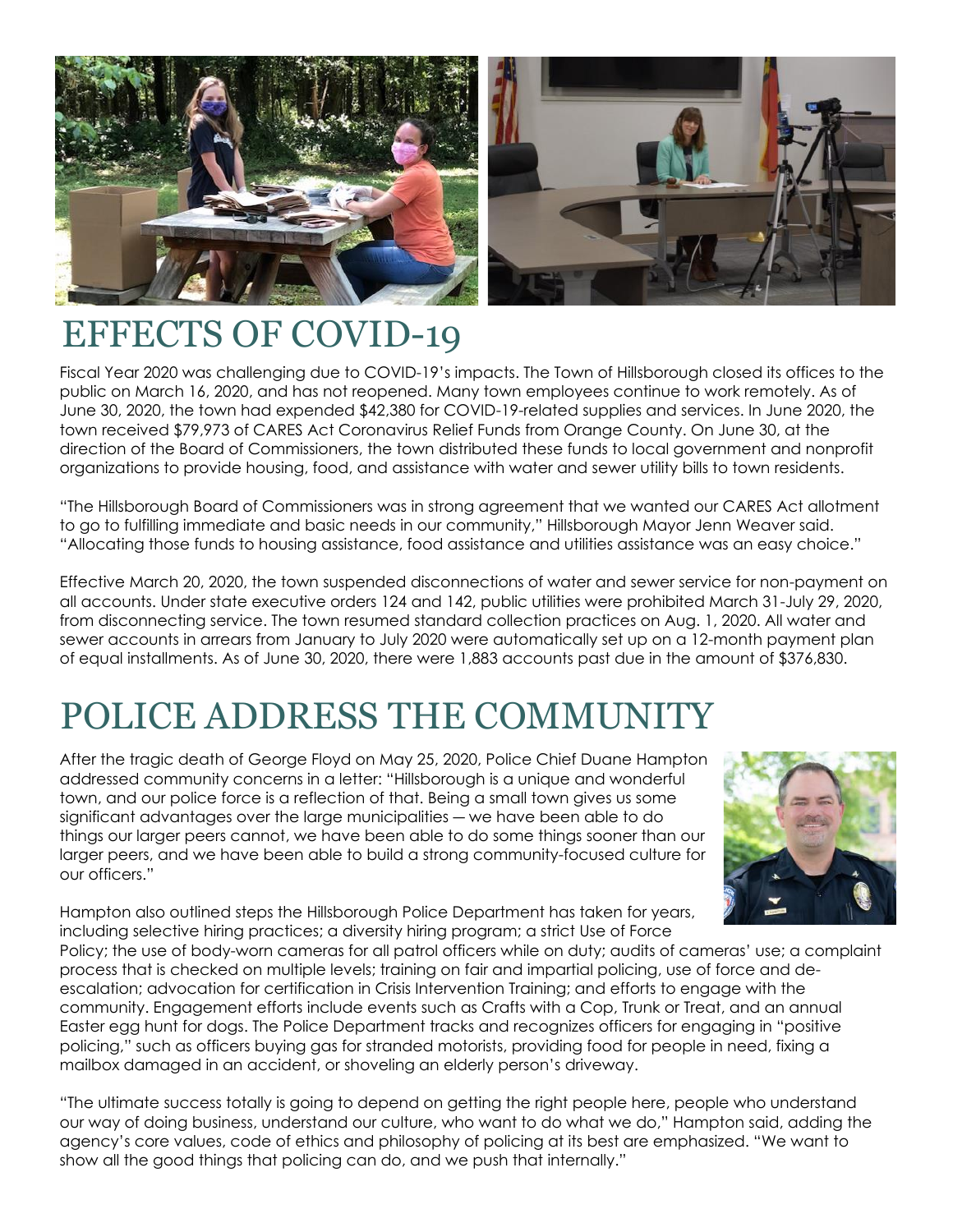# EFFECTS OF COVID-19

Fiscal Year 2020 was challenging due to COVID-19's impacts. The Town of Hillsborough closed its offices to the public on March 16, 2020, and has not reopened. Many town employees continue to work remotely. As of June 30, 2020, the town had expended $42,380 for COVID-19-related supplies and services. In June 2020, the town received $79,973 of CARES Act Coronavirus Relief Funds from Orange County. On June 30, at the direction of the Board of Commissioners, the town distributed these funds to local government and nonprofit organizations to provide housing, food, and assistance with water and sewer utility bills to town residents.

"The Hillsborough Board of Commissioners was in strong agreement that we wanted our CARES Act allotment to go to fulfilling immediate and basic needs in our community," Hillsborough Mayor Jenn Weaver said. "Allocating those funds to housing assistance, food assistance and utilities assistance was an easy choice."

Effective March 20, 2020, the town suspended disconnections of water and sewer service for non-payment on all accounts. Under state executive orders 124 and 142, public utilities were prohibited March 31-July 29, 2020, from disconnecting service. The town resumed standard collection practices on Aug. 1, 2020. All water and sewer accounts in arrears from January to July 2020 were automatically set up on a 12-month payment plan of equal installments. As of June 30, 2020, there were 1,883 accounts past due in the amount of $376,830.

# POLICE ADDRESS THE COMMUNITY

After the tragic death of George Floyd on May 25, 2020, Police Chief Duane Hampton addressed community concerns in a letter: "Hillsborough is a unique and wonderful town, and our police force is a reflection of that. Being a small town gives us some significant advantages over the large municipalities — we have been able to do things our larger peers cannot, we have been able to do some things sooner than our larger peers, and we have been able to build a strong community-focused culture for our officers."

Hampton also outlined steps the Hillsborough Police Department has taken for years, including selective hiring practices; a diversity hiring program; a strict Use of Force Policy; the use of body-worn cameras for all patrol officers while on duty; audits of cameras' use; a complaint process that is checked on multiple levels; training on fair and impartial policing, use of force and de-escalation; advocation for certification in Crisis Intervention Training; and efforts to engage with the community. Engagement efforts include events such as Crafts with a Cop, Trunk or Treat, and an annual Easter egg hunt for dogs. The Police Department tracks and recognizes officers for engaging in "positive policing," such as officers buying gas for stranded motorists, providing food for people in need, fixing a mailbox damaged in an accident, or shoveling an elderly person's driveway.

"The ultimate success totally is going to depend on getting the right people here, people who understand our way of doing business, understand our culture, who want to do what we do," Hampton said, adding the agency's core values, code of ethics and philosophy of policing at its best are emphasized. "We want to show all the good things that policing can do, and we push that internally."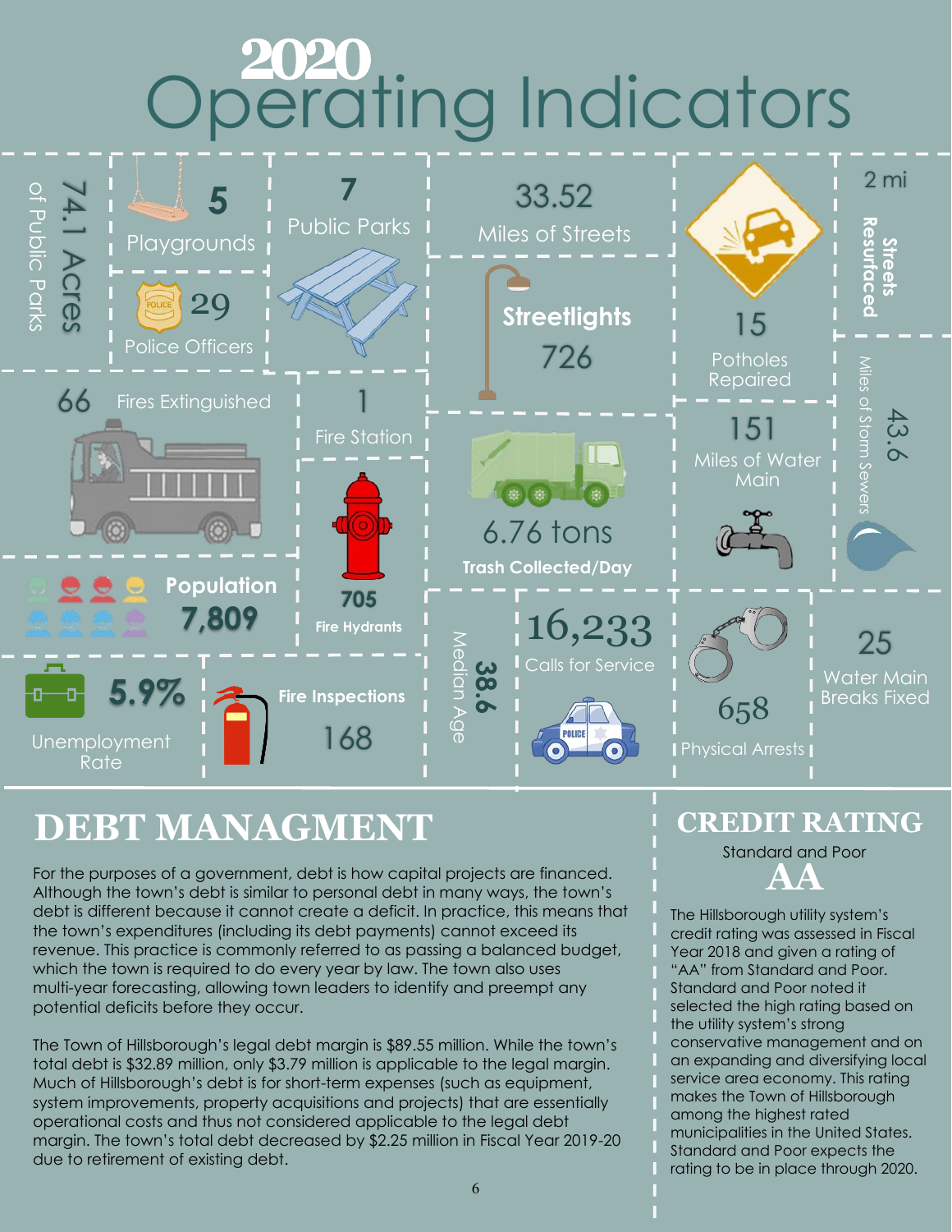# 2020 Operating Indicators

- **74.1 Acres** of Public Parks
- **5** Playgrounds
- **7** Public Parks
- **29** Police Officers
- **33.52** Miles of Streets
- **Streetlights** 726
- **15** Potholes Repaired
- **2 mi** Streets Resurfaced
- **66** Fires Extinguished
- **1** Fire Station
- **6.76 tons** Trash Collected/Day
- **151** Miles of Water Main
- **43.6** Miles of Storm Sewers
- **Population** 7,809
- **705** Fire Hydrants
- **38.6** Median Age
- **16,233** Calls for Service
- **658** Physical Arrests
- **25** Water Main Breaks Fixed
- **5.9%** Unemployment Rate
- **Fire Inspections** 168

## DEBT MANAGMENT

For the purposes of a government, debt is how capital projects are financed. Although the town's debt is similar to personal debt in many ways, the town's debt is different because it cannot create a deficit. In practice, this means that the town's expenditures (including its debt payments) cannot exceed its revenue. This practice is commonly referred to as passing a balanced budget, which the town is required to do every year by law. The town also uses multi-year forecasting, allowing town leaders to identify and preempt any potential deficits before they occur.

The Town of Hillsborough's legal debt margin is $89.55 million. While the town's total debt is $32.89 million, only $3.79 million is applicable to the legal margin. Much of Hillsborough's debt is for short-term expenses (such as equipment, system improvements, property acquisitions and projects) that are essentially operational costs and thus not considered applicable to the legal debt margin. The town's total debt decreased by $2.25 million in Fiscal Year 2019-20 due to retirement of existing debt.

## CREDIT RATING

Standard and Poor

**AA**

The Hillsborough utility system's credit rating was assessed in Fiscal Year 2018 and given a rating of "AA" from Standard and Poor. Standard and Poor noted it selected the high rating based on the utility system's strong conservative management and on an expanding and diversifying local service area economy. This rating makes the Town of Hillsborough among the highest rated municipalities in the United States. Standard and Poor expects the rating to be in place through 2020.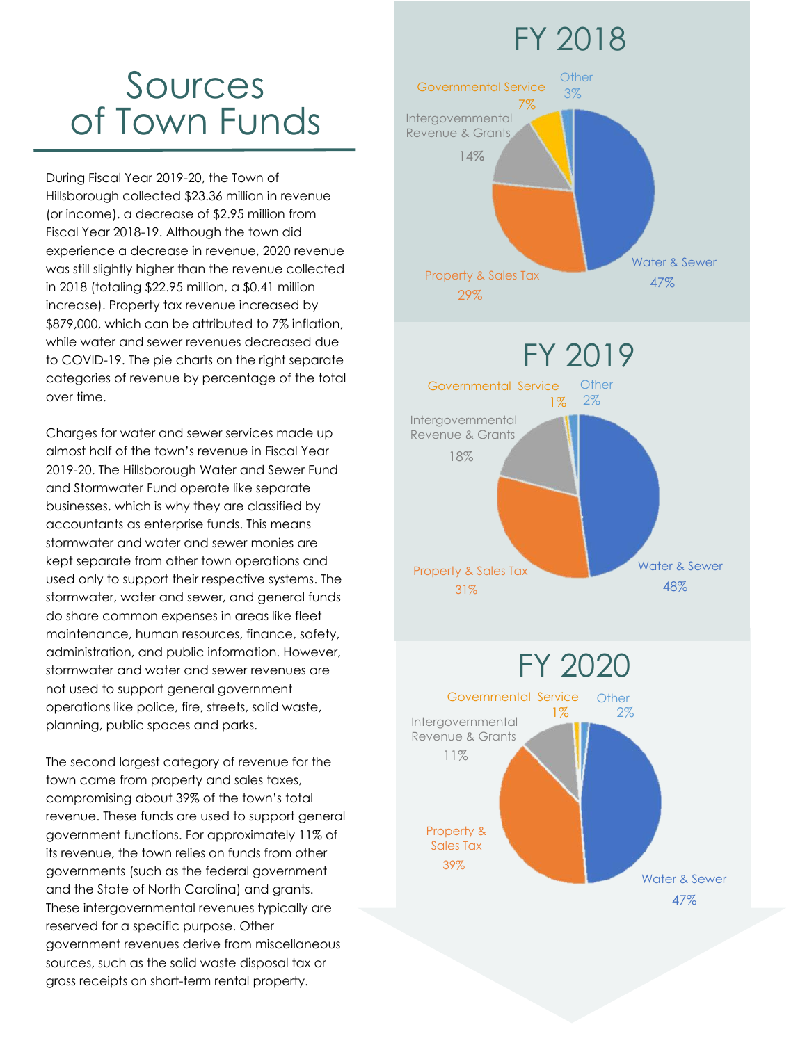# Sources of Town Funds

During Fiscal Year 2019-20, the Town of Hillsborough collected $23.36 million in revenue (or income), a decrease of $2.95 million from Fiscal Year 2018-19. Although the town did experience a decrease in revenue, 2020 revenue was still slightly higher than the revenue collected in 2018 (totaling $22.95 million, a $0.41 million increase). Property tax revenue increased by $879,000, which can be attributed to 7% inflation, while water and sewer revenues decreased due to COVID-19. The pie charts on the right separate categories of revenue by percentage of the total over time.

Charges for water and sewer services made up almost half of the town's revenue in Fiscal Year 2019-20. The Hillsborough Water and Sewer Fund and Stormwater Fund operate like separate businesses, which is why they are classified by accountants as enterprise funds. This means stormwater and water and sewer monies are kept separate from other town operations and used only to support their respective systems. The stormwater, water and sewer, and general funds do share common expenses in areas like fleet maintenance, human resources, finance, safety, administration, and public information. However, stormwater and water and sewer revenues are not used to support general government operations like police, fire, streets, solid waste, planning, public spaces and parks.

The second largest category of revenue for the town came from property and sales taxes, compromising about 39% of the town's total revenue. These funds are used to support general government functions. For approximately 11% of its revenue, the town relies on funds from other governments (such as the federal government and the State of North Carolina) and grants. These intergovernmental revenues typically are reserved for a specific purpose. Other government revenues derive from miscellaneous sources, such as the solid waste disposal tax or gross receipts on short-term rental property.

## FY 2018

| Category | Percentage |
|---|---|
| Water & Sewer | 47% |
| Property & Sales Tax | 29% |
| Intergovernmental Revenue & Grants | 14% |
| Governmental Service | 7% |
| Other | 3% |

## FY 2019

| Category | Percentage |
|---|---|
| Water & Sewer | 48% |
| Property & Sales Tax | 31% |
| Intergovernmental Revenue & Grants | 18% |
| Governmental Service | 1% |
| Other | 2% |

## FY 2020

| Category | Percentage |
|---|---|
| Water & Sewer | 47% |
| Property & Sales Tax | 39% |
| Intergovernmental Revenue & Grants | 11% |
| Governmental Service | 1% |
| Other | 2% |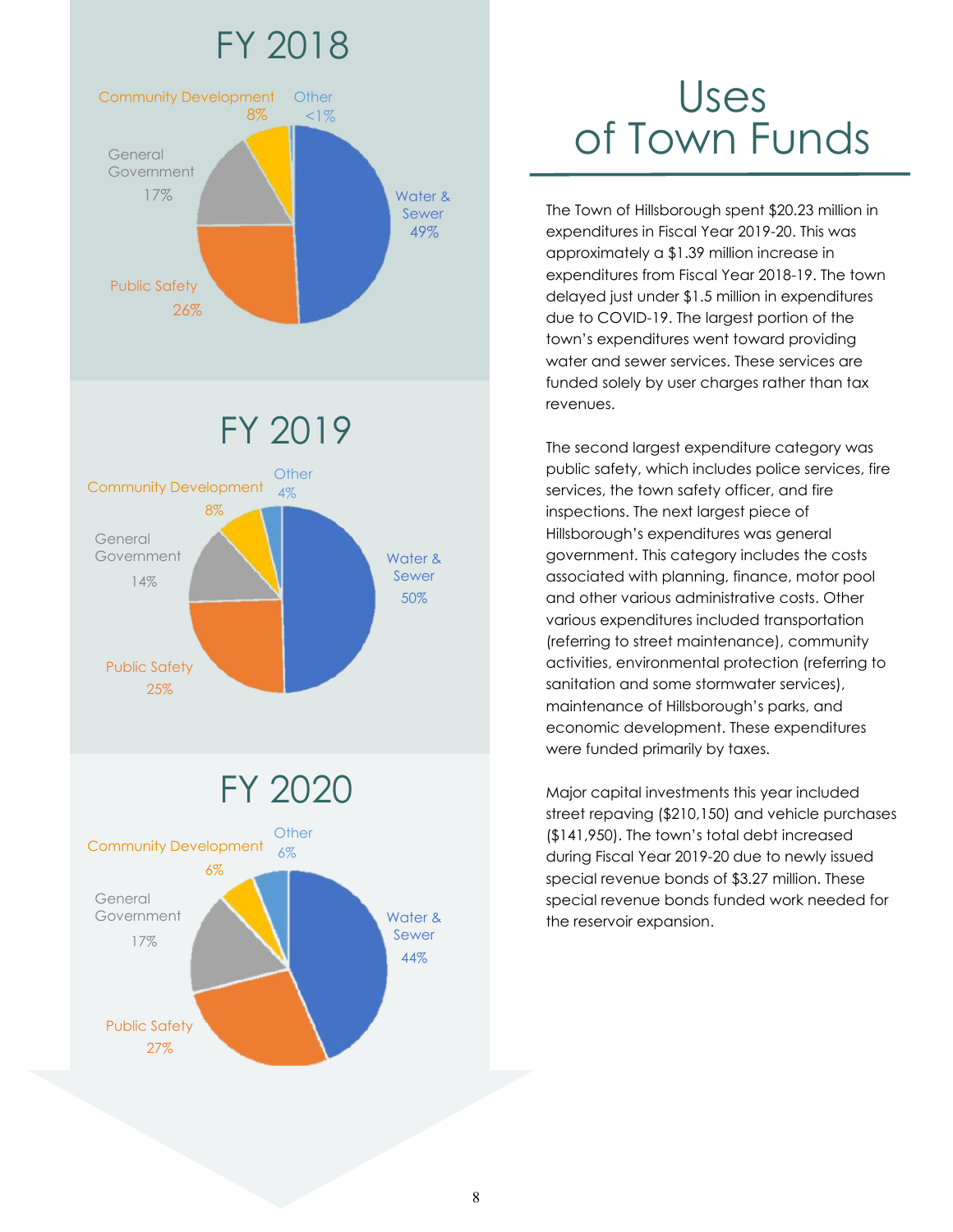# Uses of Town Funds

The Town of Hillsborough spent $20.23 million in expenditures in Fiscal Year 2019-20. This was approximately a $1.39 million increase in expenditures from Fiscal Year 2018-19. The town delayed just under $1.5 million in expenditures due to COVID-19. The largest portion of the town's expenditures went toward providing water and sewer services. These services are funded solely by user charges rather than tax revenues.

The second largest expenditure category was public safety, which includes police services, fire services, the town safety officer, and fire inspections. The next largest piece of Hillsborough's expenditures was general government. This category includes the costs associated with planning, finance, motor pool and other various administrative costs. Other various expenditures included transportation (referring to street maintenance), community activities, environmental protection (referring to sanitation and some stormwater services), maintenance of Hillsborough's parks, and economic development. These expenditures were funded primarily by taxes.

Major capital investments this year included street repaving ($210,150) and vehicle purchases ($141,950). The town's total debt increased during Fiscal Year 2019-20 due to newly issued special revenue bonds of $3.27 million. These special revenue bonds funded work needed for the reservoir expansion.

## FY 2018

| Category | Share |
|---|---|
| Water & Sewer | 49% |
| Public Safety | 26% |
| General Government | 17% |
| Community Development | 8% |
| Other | <1% |

## FY 2019

| Category | Share |
|---|---|
| Water & Sewer | 50% |
| Public Safety | 25% |
| General Government | 14% |
| Community Development | 8% |
| Other | 4% |

## FY 2020

| Category | Share |
|---|---|
| Water & Sewer | 44% |
| Public Safety | 27% |
| General Government | 17% |
| Community Development | 6% |
| Other | 6% |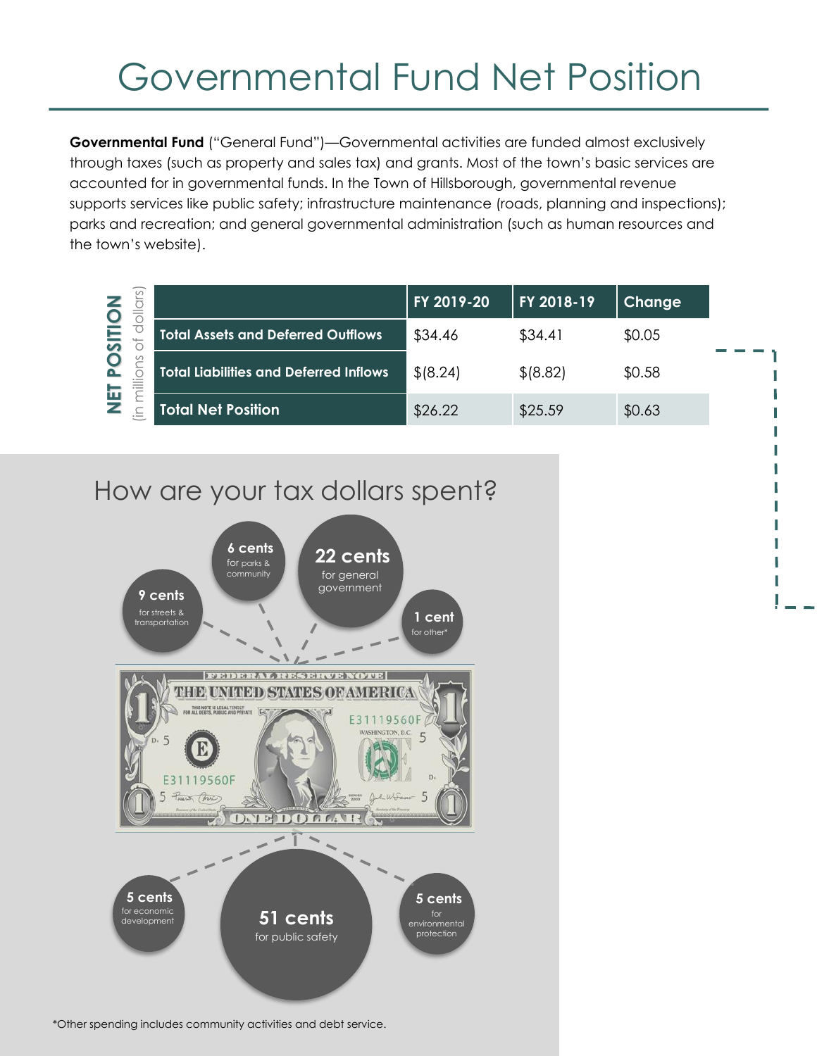# Governmental Fund Net Position

**Governmental Fund** ("General Fund")—Governmental activities are funded almost exclusively through taxes (such as property and sales tax) and grants. Most of the town's basic services are accounted for in governmental funds. In the Town of Hillsborough, governmental revenue supports services like public safety; infrastructure maintenance (roads, planning and inspections); parks and recreation; and general governmental administration (such as human resources and the town's website).

**NET POSITION** (in millions of dollars)

| | FY 2019-20 | FY 2018-19 | Change |
|---|---|---|---|
| **Total Assets and Deferred Outflows** | $34.46 | $34.41 | $0.05 |
| **Total Liabilities and Deferred Inflows** | $(8.24) | $(8.82) | $0.58 |
| **Total Net Position** | $26.22 | $25.59 | $0.63 |

## How are your tax dollars spent?

- **6 cents** for parks & community
- **22 cents** for general government
- **9 cents** for streets & transportation
- **1 cent** for other*
- **5 cents** for economic development
- **51 cents** for public safety
- **5 cents** for environmental protection

*Other spending includes community activities and debt service.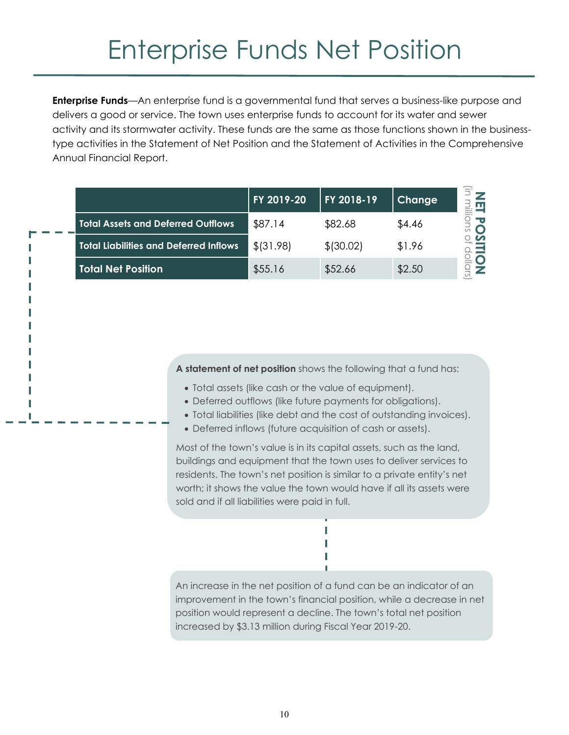# Enterprise Funds Net Position

**Enterprise Funds**—An enterprise fund is a governmental fund that serves a business-like purpose and delivers a good or service. The town uses enterprise funds to account for its water and sewer activity and its stormwater activity. These funds are the same as those functions shown in the business-type activities in the Statement of Net Position and the Statement of Activities in the Comprehensive Annual Financial Report.

**NET POSITION** (in millions of dollars)

| | FY 2019-20 | FY 2018-19 | Change |
|---|---|---|---|
| **Total Assets and Deferred Outflows** | $87.14 | $82.68 | $4.46 |
| **Total Liabilities and Deferred Inflows** | $(31.98) | $(30.02) | $1.96 |
| **Total Net Position** | $55.16 | $52.66 | $2.50 |

**A statement of net position** shows the following that a fund has:

- Total assets (like cash or the value of equipment).
- Deferred outflows (like future payments for obligations).
- Total liabilities (like debt and the cost of outstanding invoices).
- Deferred inflows (future acquisition of cash or assets).

Most of the town's value is in its capital assets, such as the land, buildings and equipment that the town uses to deliver services to residents. The town's net position is similar to a private entity's net worth; it shows the value the town would have if all its assets were sold and if all liabilities were paid in full.

An increase in the net position of a fund can be an indicator of an improvement in the town's financial position, while a decrease in net position would represent a decline. The town's total net position increased by $3.13 million during Fiscal Year 2019-20.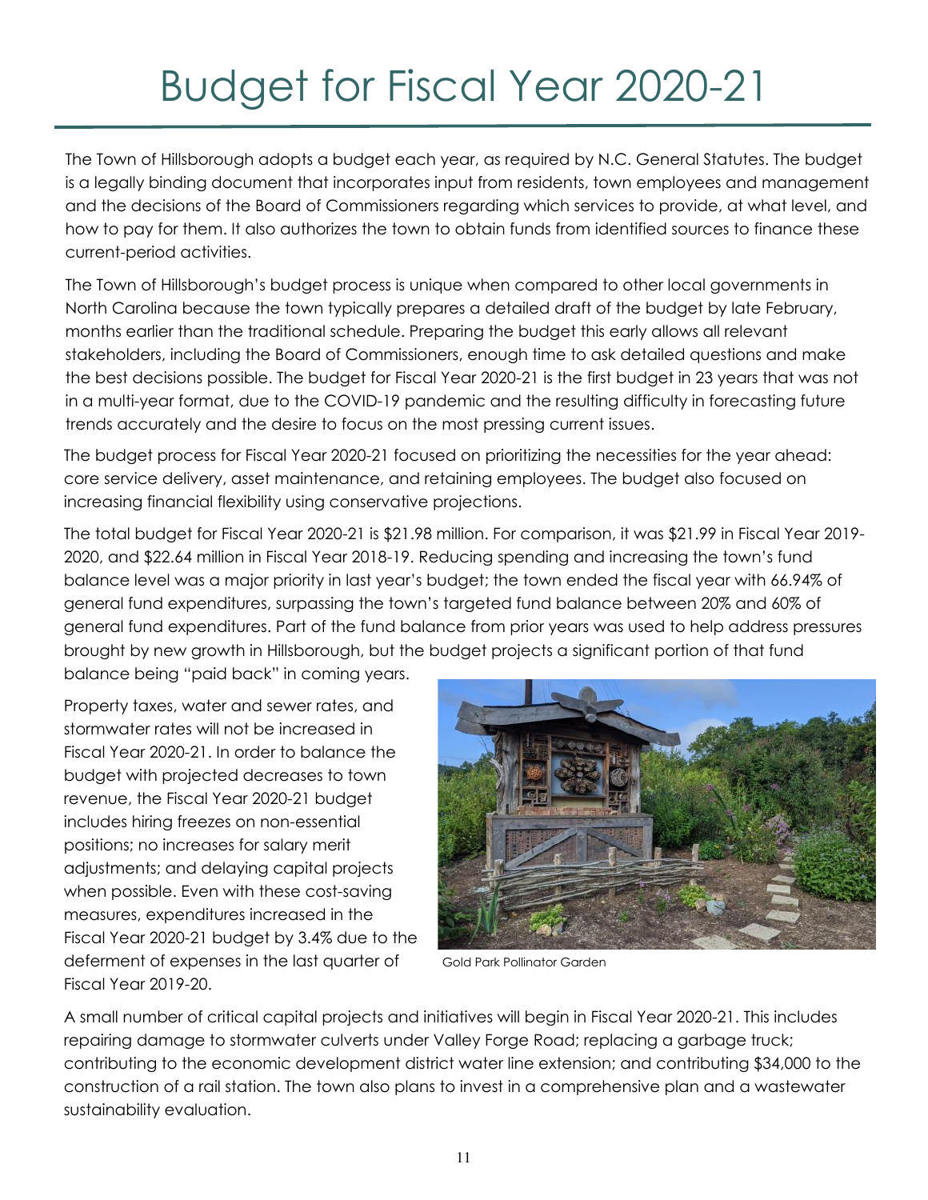# Budget for Fiscal Year 2020-21

The Town of Hillsborough adopts a budget each year, as required by N.C. General Statutes. The budget is a legally binding document that incorporates input from residents, town employees and management and the decisions of the Board of Commissioners regarding which services to provide, at what level, and how to pay for them. It also authorizes the town to obtain funds from identified sources to finance these current-period activities.

The Town of Hillsborough's budget process is unique when compared to other local governments in North Carolina because the town typically prepares a detailed draft of the budget by late February, months earlier than the traditional schedule. Preparing the budget this early allows all relevant stakeholders, including the Board of Commissioners, enough time to ask detailed questions and make the best decisions possible. The budget for Fiscal Year 2020-21 is the first budget in 23 years that was not in a multi-year format, due to the COVID-19 pandemic and the resulting difficulty in forecasting future trends accurately and the desire to focus on the most pressing current issues.

The budget process for Fiscal Year 2020-21 focused on prioritizing the necessities for the year ahead: core service delivery, asset maintenance, and retaining employees. The budget also focused on increasing financial flexibility using conservative projections.

The total budget for Fiscal Year 2020-21 is $21.98 million. For comparison, it was $21.99 in Fiscal Year 2019-2020, and $22.64 million in Fiscal Year 2018-19. Reducing spending and increasing the town's fund balance level was a major priority in last year's budget; the town ended the fiscal year with 66.94% of general fund expenditures, surpassing the town's targeted fund balance between 20% and 60% of general fund expenditures. Part of the fund balance from prior years was used to help address pressures brought by new growth in Hillsborough, but the budget projects a significant portion of that fund balance being "paid back" in coming years.

Property taxes, water and sewer rates, and stormwater rates will not be increased in Fiscal Year 2020-21. In order to balance the budget with projected decreases to town revenue, the Fiscal Year 2020-21 budget includes hiring freezes on non-essential positions; no increases for salary merit adjustments; and delaying capital projects when possible. Even with these cost-saving measures, expenditures increased in the Fiscal Year 2020-21 budget by 3.4% due to the deferment of expenses in the last quarter of Fiscal Year 2019-20.

Gold Park Pollinator Garden

A small number of critical capital projects and initiatives will begin in Fiscal Year 2020-21. This includes repairing damage to stormwater culverts under Valley Forge Road; replacing a garbage truck; contributing to the economic development district water line extension; and contributing $34,000 to the construction of a rail station. The town also plans to invest in a comprehensive plan and a wastewater sustainability evaluation.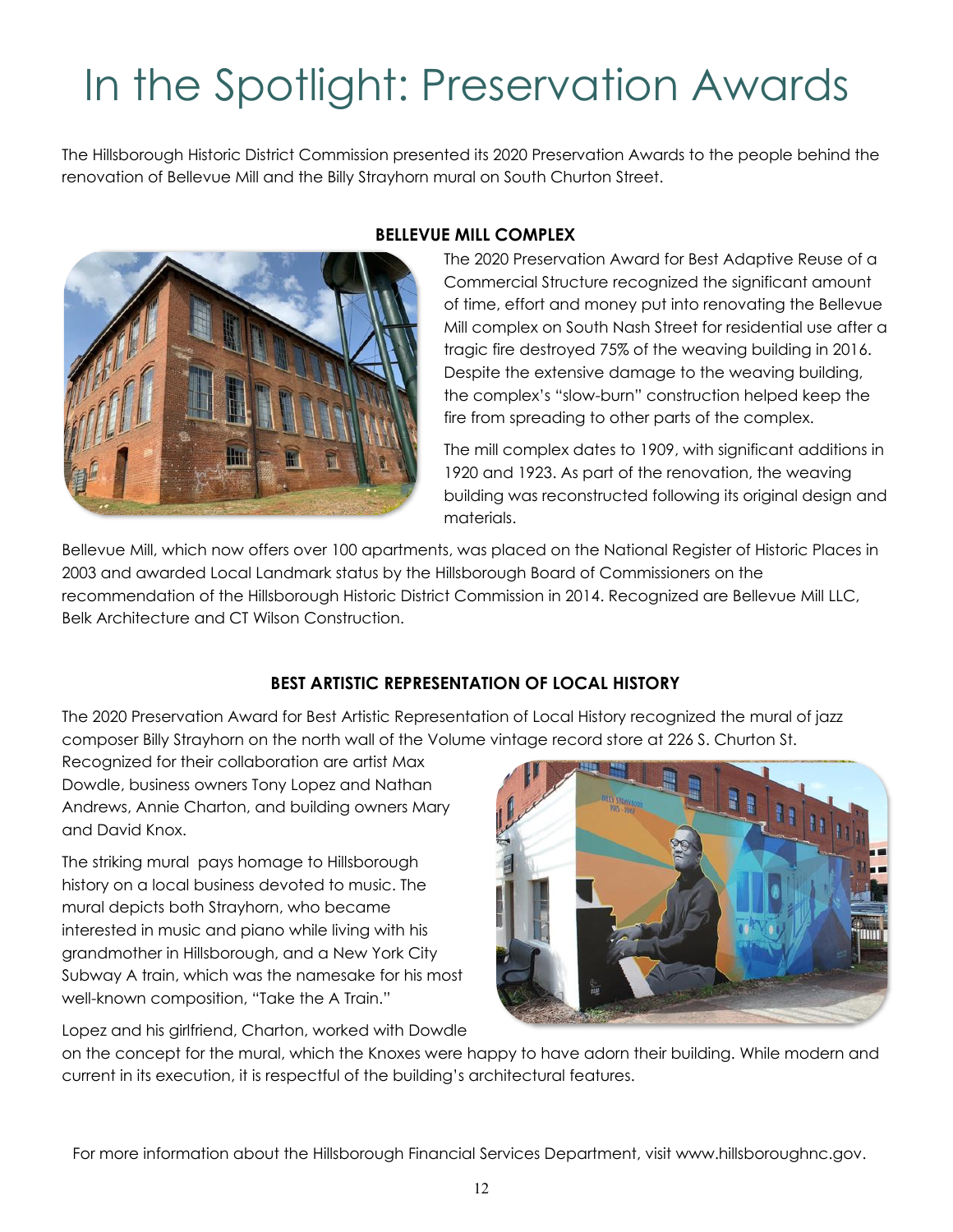# In the Spotlight: Preservation Awards

The Hillsborough Historic District Commission presented its 2020 Preservation Awards to the people behind the renovation of Bellevue Mill and the Billy Strayhorn mural on South Churton Street.

**BELLEVUE MILL COMPLEX**

The 2020 Preservation Award for Best Adaptive Reuse of a Commercial Structure recognized the significant amount of time, effort and money put into renovating the Bellevue Mill complex on South Nash Street for residential use after a tragic fire destroyed 75% of the weaving building in 2016. Despite the extensive damage to the weaving building, the complex's "slow-burn" construction helped keep the fire from spreading to other parts of the complex.

The mill complex dates to 1909, with significant additions in 1920 and 1923. As part of the renovation, the weaving building was reconstructed following its original design and materials.

Bellevue Mill, which now offers over 100 apartments, was placed on the National Register of Historic Places in 2003 and awarded Local Landmark status by the Hillsborough Board of Commissioners on the recommendation of the Hillsborough Historic District Commission in 2014. Recognized are Bellevue Mill LLC, Belk Architecture and CT Wilson Construction.

**BEST ARTISTIC REPRESENTATION OF LOCAL HISTORY**

The 2020 Preservation Award for Best Artistic Representation of Local History recognized the mural of jazz composer Billy Strayhorn on the north wall of the Volume vintage record store at 226 S. Churton St. Recognized for their collaboration are artist Max Dowdle, business owners Tony Lopez and Nathan Andrews, Annie Charton, and building owners Mary and David Knox.

The striking mural pays homage to Hillsborough history on a local business devoted to music. The mural depicts both Strayhorn, who became interested in music and piano while living with his grandmother in Hillsborough, and a New York City Subway A train, which was the namesake for his most well-known composition, "Take the A Train."

Lopez and his girlfriend, Charton, worked with Dowdle on the concept for the mural, which the Knoxes were happy to have adorn their building. While modern and current in its execution, it is respectful of the building's architectural features.

For more information about the Hillsborough Financial Services Department, visit www.hillsboroughnc.gov.